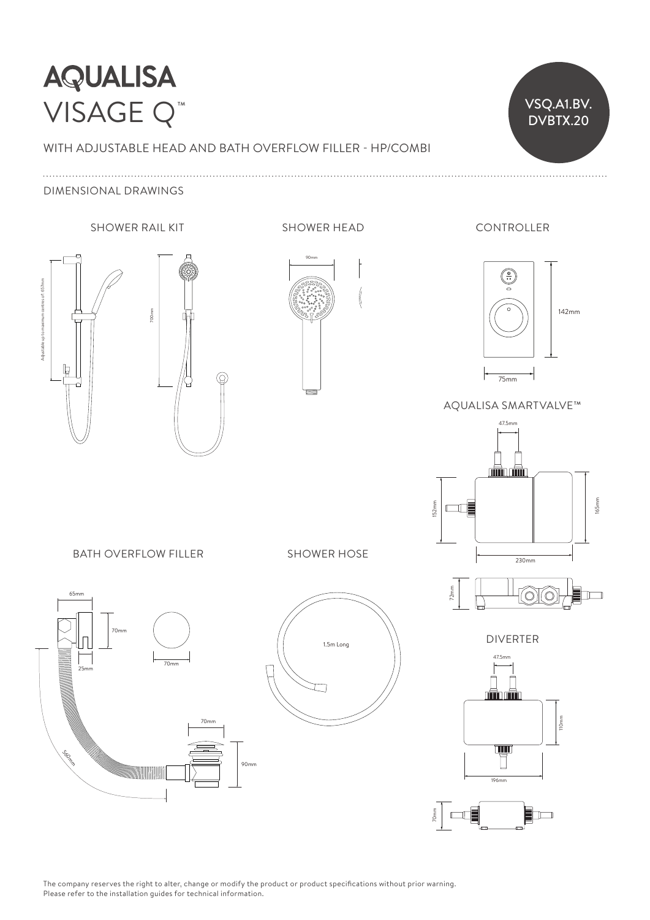# AQUALISA

# VISAGE Q™

VSQ.A1.BV.DVBTX.20

WITH ADJUSTABLE HEAD AND BATH OVERFLOW FILLER - HP/COMBI

## DIMENSIONAL DRAWINGS

### SHOWER RAIL KIT

Adjustable up to maximum centres of: 657mm

700mm

### SHOWER HEAD

90mm

### CONTROLLER

142mm

75mm

### AQUALISA SMARTVALVE™

47.5mm

152mm

165mm

230mm

72mm

### BATH OVERFLOW FILLER

65mm

70mm

25mm

70mm

560mm

70mm

90mm

### SHOWER HOSE

1.5m Long

### DIVERTER

47.5mm

110mm

196mm

70mm

The company reserves the right to alter, change or modify the product or product specifications without prior warning.
Please refer to the installation guides for technical information.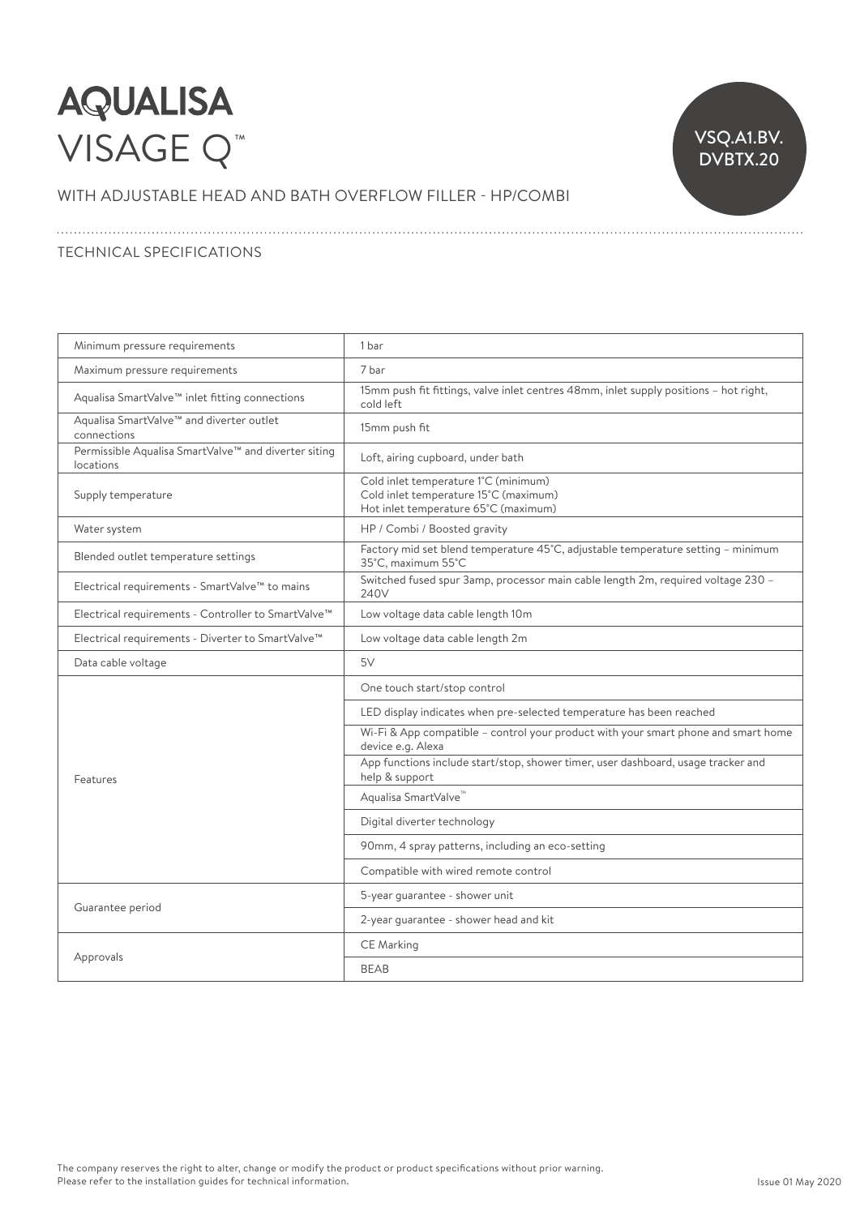# AQUALISA
# VISAGE Q™

VSQ.A1.BV.DVBTX.20

## WITH ADJUSTABLE HEAD AND BATH OVERFLOW FILLER - HP/COMBI

TECHNICAL SPECIFICATIONS

| | |
|---|---|
| Minimum pressure requirements | 1 bar |
| Maximum pressure requirements | 7 bar |
| Aqualisa SmartValve™ inlet fitting connections | 15mm push fit fittings, valve inlet centres 48mm, inlet supply positions – hot right, cold left |
| Aqualisa SmartValve™ and diverter outlet connections | 15mm push fit |
| Permissible Aqualisa SmartValve™ and diverter siting locations | Loft, airing cupboard, under bath |
| Supply temperature | Cold inlet temperature 1°C (minimum)<br>Cold inlet temperature 15°C (maximum)<br>Hot inlet temperature 65°C (maximum) |
| Water system | HP / Combi / Boosted gravity |
| Blended outlet temperature settings | Factory mid set blend temperature 45°C, adjustable temperature setting – minimum 35°C, maximum 55°C |
| Electrical requirements - SmartValve™ to mains | Switched fused spur 3amp, processor main cable length 2m, required voltage 230 – 240V |
| Electrical requirements - Controller to SmartValve™ | Low voltage data cable length 10m |
| Electrical requirements - Diverter to SmartValve™ | Low voltage data cable length 2m |
| Data cable voltage | 5V |
| Features | One touch start/stop control |
| | LED display indicates when pre-selected temperature has been reached |
| | Wi-Fi & App compatible – control your product with your smart phone and smart home device e.g. Alexa |
| | App functions include start/stop, shower timer, user dashboard, usage tracker and help & support |
| | Aqualisa SmartValve™ |
| | Digital diverter technology |
| | 90mm, 4 spray patterns, including an eco-setting |
| | Compatible with wired remote control |
| Guarantee period | 5-year guarantee - shower unit |
| | 2-year guarantee - shower head and kit |
| Approvals | CE Marking |
| | BEAB |

The company reserves the right to alter, change or modify the product or product specifications without prior warning.
Please refer to the installation guides for technical information.

Issue 01 May 2020